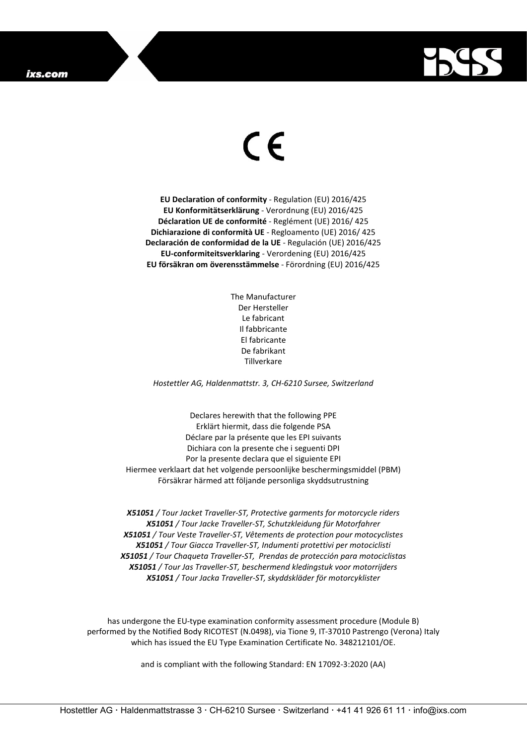CE

**EU Declaration of conformity** - Regulation (EU) 2016/425
**EU Konformitätserklärung** - Verordnung (EU) 2016/425
**Déclaration UE de conformité** - Reglément (UE) 2016/ 425
**Dichiarazione di conformità UE** - Regloamento (UE) 2016/ 425
**Declaración de conformidad de la UE** - Regulación (UE) 2016/425
**EU-conformiteitsverklaring** - Verordening (EU) 2016/425
**EU försäkran om överensstämmelse** - Förordning (EU) 2016/425

The Manufacturer
Der Hersteller
Le fabricant
Il fabbricante
El fabricante
De fabrikant
Tillverkare

*Hostettler AG, Haldenmattstr. 3, CH-6210 Sursee, Switzerland*

Declares herewith that the following PPE
Erklärt hiermit, dass die folgende PSA
Déclare par la présente que les EPI suivants
Dichiara con la presente che i seguenti DPI
Por la presente declara que el siguiente EPI
Hiermee verklaart dat het volgende persoonlijke beschermingsmiddel (PBM)
Försäkrar härmed att följande personliga skyddsutrustning

***X51051*** */ Tour Jacket Traveller-ST, Protective garments for motorcycle riders*
***X51051*** */ Tour Jacke Traveller-ST, Schutzkleidung für Motorfahrer*
***X51051*** */ Tour Veste Traveller-ST, Vêtements de protection pour motocyclistes*
***X51051*** */ Tour Giacca Traveller-ST, Indumenti protettivi per motociclisti*
***X51051*** */ Tour Chaqueta Traveller-ST, Prendas de protección para motociclistas*
***X51051*** */ Tour Jas Traveller-ST, beschermend kledingstuk voor motorrijders*
***X51051*** */ Tour Jacka Traveller-ST, skyddskläder för motorcyklister*

has undergone the EU-type examination conformity assessment procedure (Module B) performed by the Notified Body RICOTEST (N.0498), via Tione 9, IT-37010 Pastrengo (Verona) Italy which has issued the EU Type Examination Certificate No. 348212101/OE.

and is compliant with the following Standard: EN 17092-3:2020 (AA)

Hostettler AG · Haldenmattstrasse 3 · CH-6210 Sursee · Switzerland · +41 41 926 61 11 · info@ixs.com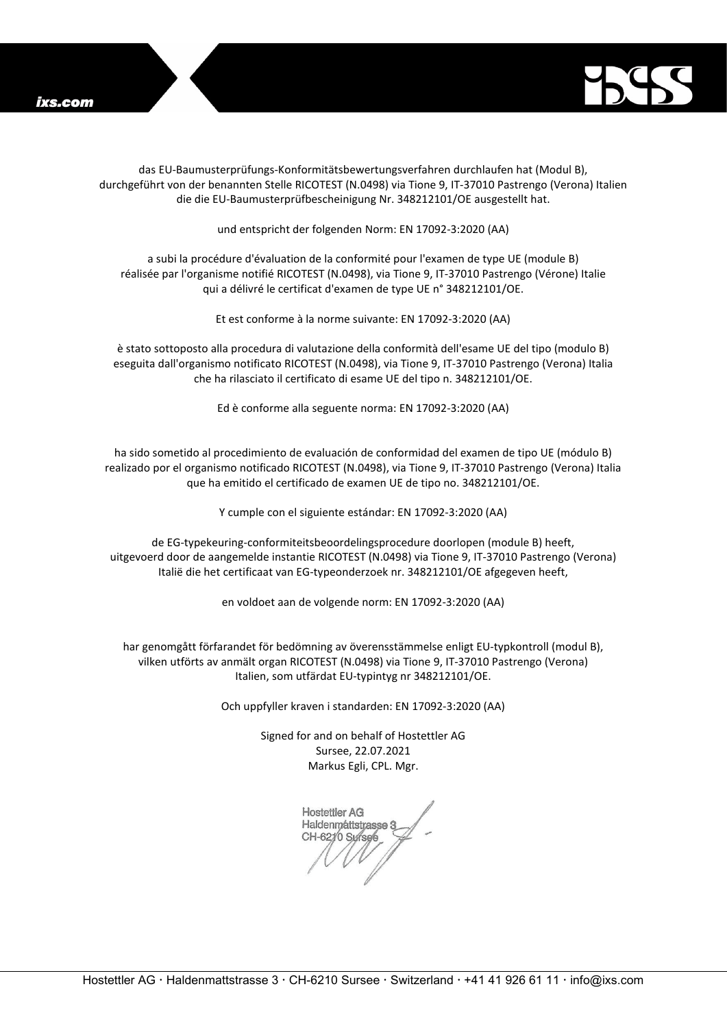das EU-Baumusterprüfungs-Konformitätsbewertungsverfahren durchlaufen hat (Modul B), durchgeführt von der benannten Stelle RICOTEST (N.0498) via Tione 9, IT-37010 Pastrengo (Verona) Italien die die EU-Baumusterprüfbescheinigung Nr. 348212101/OE ausgestellt hat.

und entspricht der folgenden Norm: EN 17092-3:2020 (AA)

a subi la procédure d'évaluation de la conformité pour l'examen de type UE (module B) réalisée par l'organisme notifié RICOTEST (N.0498), via Tione 9, IT-37010 Pastrengo (Vérone) Italie qui a délivré le certificat d'examen de type UE n° 348212101/OE.

Et est conforme à la norme suivante: EN 17092-3:2020 (AA)

è stato sottoposto alla procedura di valutazione della conformità dell'esame UE del tipo (modulo B) eseguita dall'organismo notificato RICOTEST (N.0498), via Tione 9, IT-37010 Pastrengo (Verona) Italia che ha rilasciato il certificato di esame UE del tipo n. 348212101/OE.

Ed è conforme alla seguente norma: EN 17092-3:2020 (AA)

ha sido sometido al procedimiento de evaluación de conformidad del examen de tipo UE (módulo B) realizado por el organismo notificado RICOTEST (N.0498), via Tione 9, IT-37010 Pastrengo (Verona) Italia que ha emitido el certificado de examen UE de tipo no. 348212101/OE.

Y cumple con el siguiente estándar: EN 17092-3:2020 (AA)

de EG-typekeuring-conformiteitsbeoordelingsprocedure doorlopen (module B) heeft, uitgevoerd door de aangemelde instantie RICOTEST (N.0498) via Tione 9, IT-37010 Pastrengo (Verona) Italië die het certificaat van EG-typeonderzoek nr. 348212101/OE afgegeven heeft,

en voldoet aan de volgende norm: EN 17092-3:2020 (AA)

har genomgått förfarandet för bedömning av överensstämmelse enligt EU-typkontroll (modul B), vilken utförts av anmält organ RICOTEST (N.0498) via Tione 9, IT-37010 Pastrengo (Verona) Italien, som utfärdat EU-typintyg nr 348212101/OE.

Och uppfyller kraven i standarden: EN 17092-3:2020 (AA)

Signed for and on behalf of Hostettler AG
Sursee, 22.07.2021
Markus Egli, CPL. Mgr.

Hostettler AG
Haldenmattstrasse 3
CH-6210 Sursee

Hostettler AG · Haldenmattstrasse 3 · CH-6210 Sursee · Switzerland · +41 41 926 61 11 · info@ixs.com